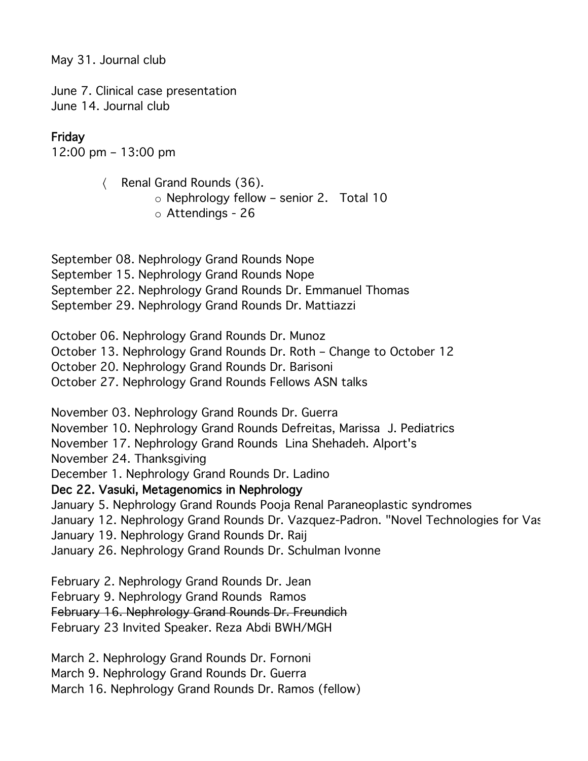May 31. Journal club

June 7. Clinical case presentation
June 14. Journal club

**Friday**
12:00 pm – 13:00 pm

- Renal Grand Rounds (36).
    - Nephrology fellow – senior 2. Total 10
    - Attendings - 26

September 08. Nephrology Grand Rounds Nope
September 15. Nephrology Grand Rounds Nope
September 22. Nephrology Grand Rounds Dr. Emmanuel Thomas
September 29. Nephrology Grand Rounds Dr. Mattiazzi

October 06. Nephrology Grand Rounds Dr. Munoz
October 13. Nephrology Grand Rounds Dr. Roth – Change to October 12
October 20. Nephrology Grand Rounds Dr. Barisoni
October 27. Nephrology Grand Rounds Fellows ASN talks

November 03. Nephrology Grand Rounds Dr. Guerra
November 10. Nephrology Grand Rounds Defreitas, Marissa J. Pediatrics
November 17. Nephrology Grand Rounds Lina Shehadeh. Alport's
November 24. Thanksgiving
December 1. Nephrology Grand Rounds Dr. Ladino
**Dec 22. Vasuki, Metagenomics in Nephrology**
January 5. Nephrology Grand Rounds Pooja Renal Paraneoplastic syndromes
January 12. Nephrology Grand Rounds Dr. Vazquez-Padron. "Novel Technologies for Vas
January 19. Nephrology Grand Rounds Dr. Raij
January 26. Nephrology Grand Rounds Dr. Schulman Ivonne

February 2. Nephrology Grand Rounds Dr. Jean
February 9. Nephrology Grand Rounds Ramos
~~February 16. Nephrology Grand Rounds Dr. Freundich~~
February 23 Invited Speaker. Reza Abdi BWH/MGH

March 2. Nephrology Grand Rounds Dr. Fornoni
March 9. Nephrology Grand Rounds Dr. Guerra
March 16. Nephrology Grand Rounds Dr. Ramos (fellow)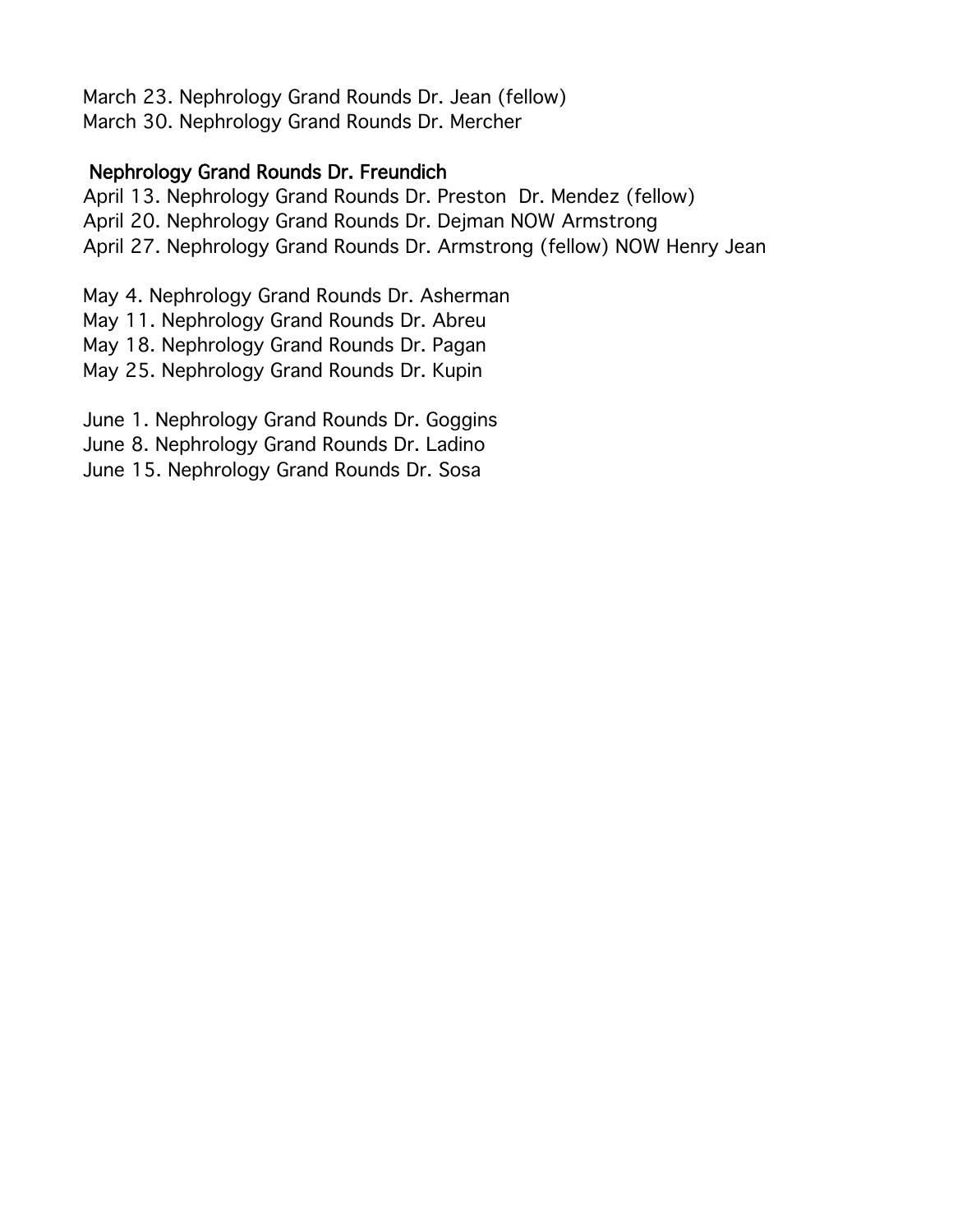March 23. Nephrology Grand Rounds Dr. Jean (fellow)
March 30. Nephrology Grand Rounds Dr. Mercher

Nephrology Grand Rounds Dr. Freundich
April 13. Nephrology Grand Rounds Dr. Preston  Dr. Mendez (fellow)
April 20. Nephrology Grand Rounds Dr. Dejman NOW Armstrong
April 27. Nephrology Grand Rounds Dr. Armstrong (fellow) NOW Henry Jean

May 4. Nephrology Grand Rounds Dr. Asherman
May 11. Nephrology Grand Rounds Dr. Abreu
May 18. Nephrology Grand Rounds Dr. Pagan
May 25. Nephrology Grand Rounds Dr. Kupin

June 1. Nephrology Grand Rounds Dr. Goggins
June 8. Nephrology Grand Rounds Dr. Ladino
June 15. Nephrology Grand Rounds Dr. Sosa